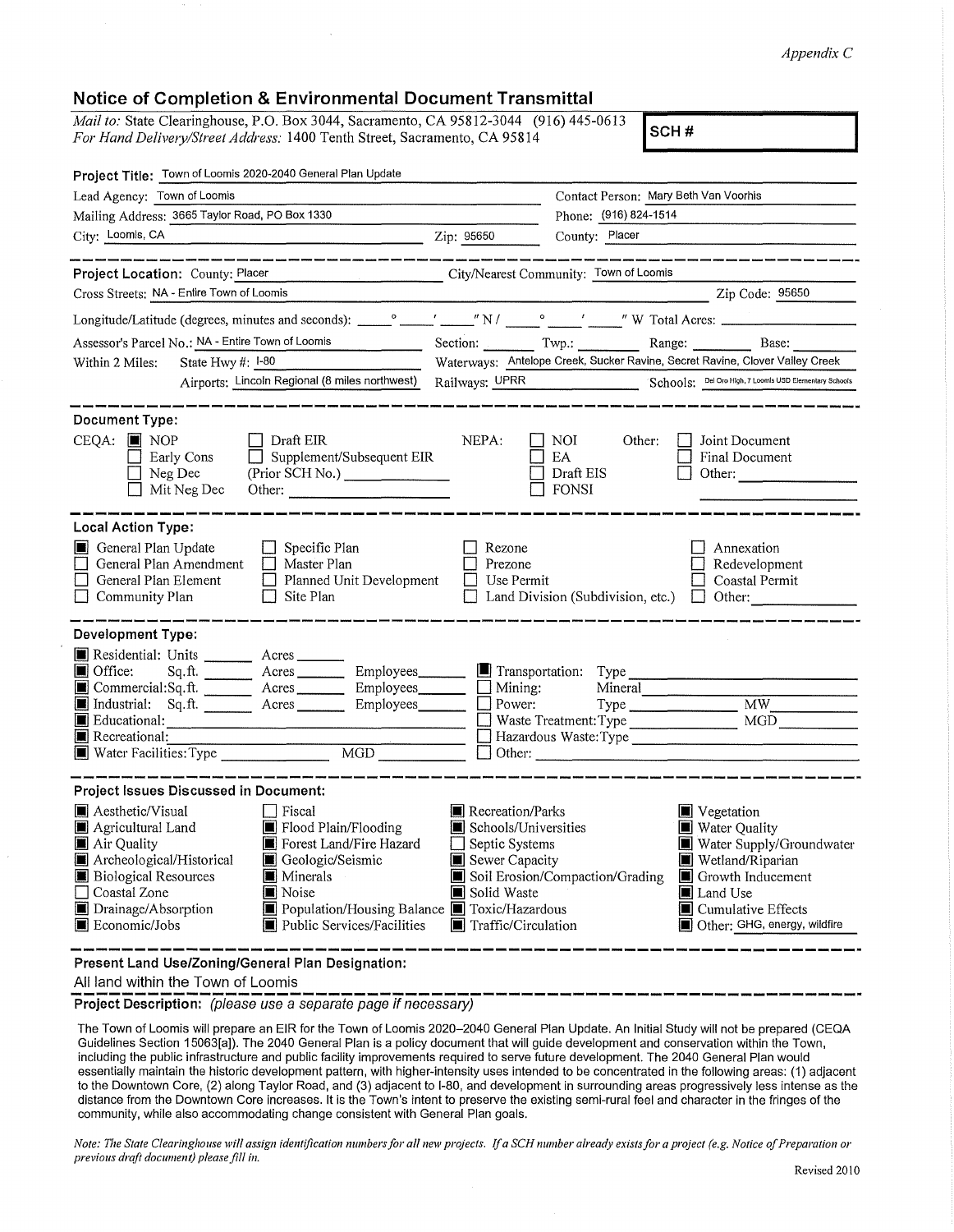*Appendix C*

## Notice of Completion & Environmental Document Transmittal

*Mail to:* State Clearinghouse, P.O. Box 3044, Sacramento, CA 95812-3044 (916) 445-0613
*For Hand Delivery/Street Address:* 1400 Tenth Street, Sacramento, CA 95814

**SCH #**

**Project Title:** Town of Loomis 2020-2040 General Plan Update

Lead Agency: Town of Loomis
Contact Person: Mary Beth Van Voorhis
Mailing Address: 3665 Taylor Road, PO Box 1330
Phone: (916) 824-1514
City: Loomis, CA
Zip: 95650
County: Placer

---

**Project Location:** County: Placer
City/Nearest Community: Town of Loomis
Cross Streets: NA - Entire Town of Loomis
Zip Code: 95650

Longitude/Latitude (degrees, minutes and seconds): ____° ____′ ____″ N / ____° ____′ ____″ W Total Acres: ________

Assessor's Parcel No.: NA - Entire Town of Loomis
Section: ____ Twp.: ____ Range: ____ Base: ____

Within 2 Miles: State Hwy #: I-80
Waterways: Antelope Creek, Sucker Ravine, Secret Ravine, Clover Valley Creek
Airports: Lincoln Regional (8 miles northwest)
Railways: UPRR
Schools: Del Oro High, 7 Loomis USD Elementary Schools

---

**Document Type:**

CEQA:
- ■ NOP
- ☐ Early Cons
- ☐ Neg Dec
- ☐ Mit Neg Dec
- ☐ Draft EIR
- ☐ Supplement/Subsequent EIR (Prior SCH No.) ________
- Other: ________

NEPA:
- ☐ NOI
- ☐ EA
- ☐ Draft EIS
- ☐ FONSI

Other:
- ☐ Joint Document
- ☐ Final Document
- ☐ Other: ________

---

**Local Action Type:**

- ■ General Plan Update
- ☐ General Plan Amendment
- ☐ General Plan Element
- ☐ Community Plan
- ☐ Specific Plan
- ☐ Master Plan
- ☐ Planned Unit Development
- ☐ Site Plan
- ☐ Rezone
- ☐ Prezone
- ☐ Use Permit
- ☐ Land Division (Subdivision, etc.)
- ☐ Annexation
- ☐ Redevelopment
- ☐ Coastal Permit
- ☐ Other: ________

---

**Development Type:**

- ■ Residential: Units ______ Acres ______
- ■ Office: Sq.ft. ______ Acres ______ Employees ______
- ■ Commercial: Sq.ft. ______ Acres ______ Employees ______
- ■ Industrial: Sq.ft. ______ Acres ______ Employees ______
- ■ Educational: ________
- ■ Recreational: ________
- ■ Water Facilities: Type ______ MGD ______
- ■ Transportation: Type ________
- ☐ Mining: Mineral ________
- ☐ Power: Type ______ MW ______
- ☐ Waste Treatment: Type ______ MGD ______
- ☐ Hazardous Waste: Type ________
- ☐ Other: ________

---

**Project Issues Discussed in Document:**

- ■ Aesthetic/Visual
- ■ Agricultural Land
- ■ Air Quality
- ■ Archeological/Historical
- ■ Biological Resources
- ☐ Coastal Zone
- ■ Drainage/Absorption
- ■ Economic/Jobs
- ☐ Fiscal
- ■ Flood Plain/Flooding
- ■ Forest Land/Fire Hazard
- ■ Geologic/Seismic
- ■ Minerals
- ■ Noise
- ■ Population/Housing Balance
- ■ Public Services/Facilities
- ■ Recreation/Parks
- ■ Schools/Universities
- ☐ Septic Systems
- ■ Sewer Capacity
- ■ Soil Erosion/Compaction/Grading
- ■ Solid Waste
- ■ Toxic/Hazardous
- ■ Traffic/Circulation
- ■ Vegetation
- ■ Water Quality
- ■ Water Supply/Groundwater
- ■ Wetland/Riparian
- ■ Growth Inducement
- ■ Land Use
- ■ Cumulative Effects
- ■ Other: GHG, energy, wildfire

---

**Present Land Use/Zoning/General Plan Designation:**

All land within the Town of Loomis

**Project Description:** *(please use a separate page if necessary)*

The Town of Loomis will prepare an EIR for the Town of Loomis 2020–2040 General Plan Update. An Initial Study will not be prepared (CEQA Guidelines Section 15063[a]). The 2040 General Plan is a policy document that will guide development and conservation within the Town, including the public infrastructure and public facility improvements required to serve future development. The 2040 General Plan would essentially maintain the historic development pattern, with higher-intensity uses intended to be concentrated in the following areas: (1) adjacent to the Downtown Core, (2) along Taylor Road, and (3) adjacent to I-80, and development in surrounding areas progressively less intense as the distance from the Downtown Core increases. It is the Town's intent to preserve the existing semi-rural feel and character in the fringes of the community, while also accommodating change consistent with General Plan goals.

*Note: The State Clearinghouse will assign identification numbers for all new projects. If a SCH number already exists for a project (e.g. Notice of Preparation or previous draft document) please fill in.*

Revised 2010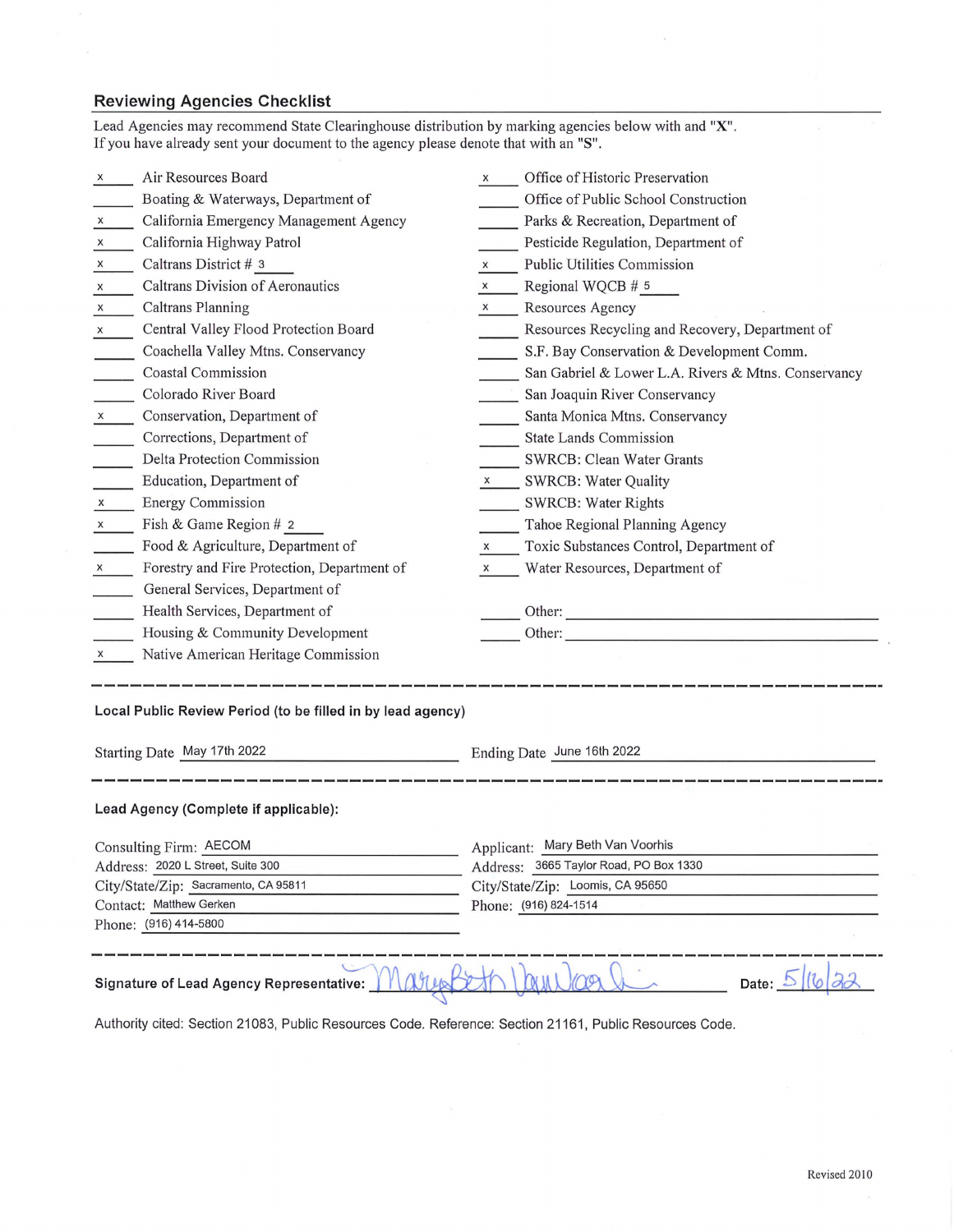## Reviewing Agencies Checklist

Lead Agencies may recommend State Clearinghouse distribution by marking agencies below with and "X".
If you have already sent your document to the agency please denote that with an "S".

| | | | |
|---|---|---|---|
| x | Air Resources Board | x | Office of Historic Preservation |
| | Boating & Waterways, Department of | | Office of Public School Construction |
| x | California Emergency Management Agency | | Parks & Recreation, Department of |
| x | California Highway Patrol | | Pesticide Regulation, Department of |
| x | Caltrans District # 3 | x | Public Utilities Commission |
| x | Caltrans Division of Aeronautics | x | Regional WQCB # 5 |
| x | Caltrans Planning | x | Resources Agency |
| x | Central Valley Flood Protection Board | | Resources Recycling and Recovery, Department of |
| | Coachella Valley Mtns. Conservancy | | S.F. Bay Conservation & Development Comm. |
| | Coastal Commission | | San Gabriel & Lower L.A. Rivers & Mtns. Conservancy |
| | Colorado River Board | | San Joaquin River Conservancy |
| x | Conservation, Department of | | Santa Monica Mtns. Conservancy |
| | Corrections, Department of | | State Lands Commission |
| | Delta Protection Commission | | SWRCB: Clean Water Grants |
| | Education, Department of | x | SWRCB: Water Quality |
| x | Energy Commission | | SWRCB: Water Rights |
| x | Fish & Game Region # 2 | | Tahoe Regional Planning Agency |
| | Food & Agriculture, Department of | x | Toxic Substances Control, Department of |
| x | Forestry and Fire Protection, Department of | x | Water Resources, Department of |
| | General Services, Department of | | |
| | Health Services, Department of | | Other: |
| | Housing & Community Development | | Other: |
| x | Native American Heritage Commission | | |

---

**Local Public Review Period (to be filled in by lead agency)**

Starting Date May 17th 2022 | Ending Date June 16th 2022

---

**Lead Agency (Complete if applicable):**

Consulting Firm: AECOM
Address: 2020 L Street, Suite 300
City/State/Zip: Sacramento, CA 95811
Contact: Matthew Gerken
Phone: (916) 414-5800

Applicant: Mary Beth Van Voorhis
Address: 3665 Taylor Road, PO Box 1330
City/State/Zip: Loomis, CA 95650
Phone: (916) 824-1514

---

**Signature of Lead Agency Representative:** MaryBeth VanVoorhis **Date:** 5/16/22

Authority cited: Section 21083, Public Resources Code. Reference: Section 21161, Public Resources Code.

Revised 2010